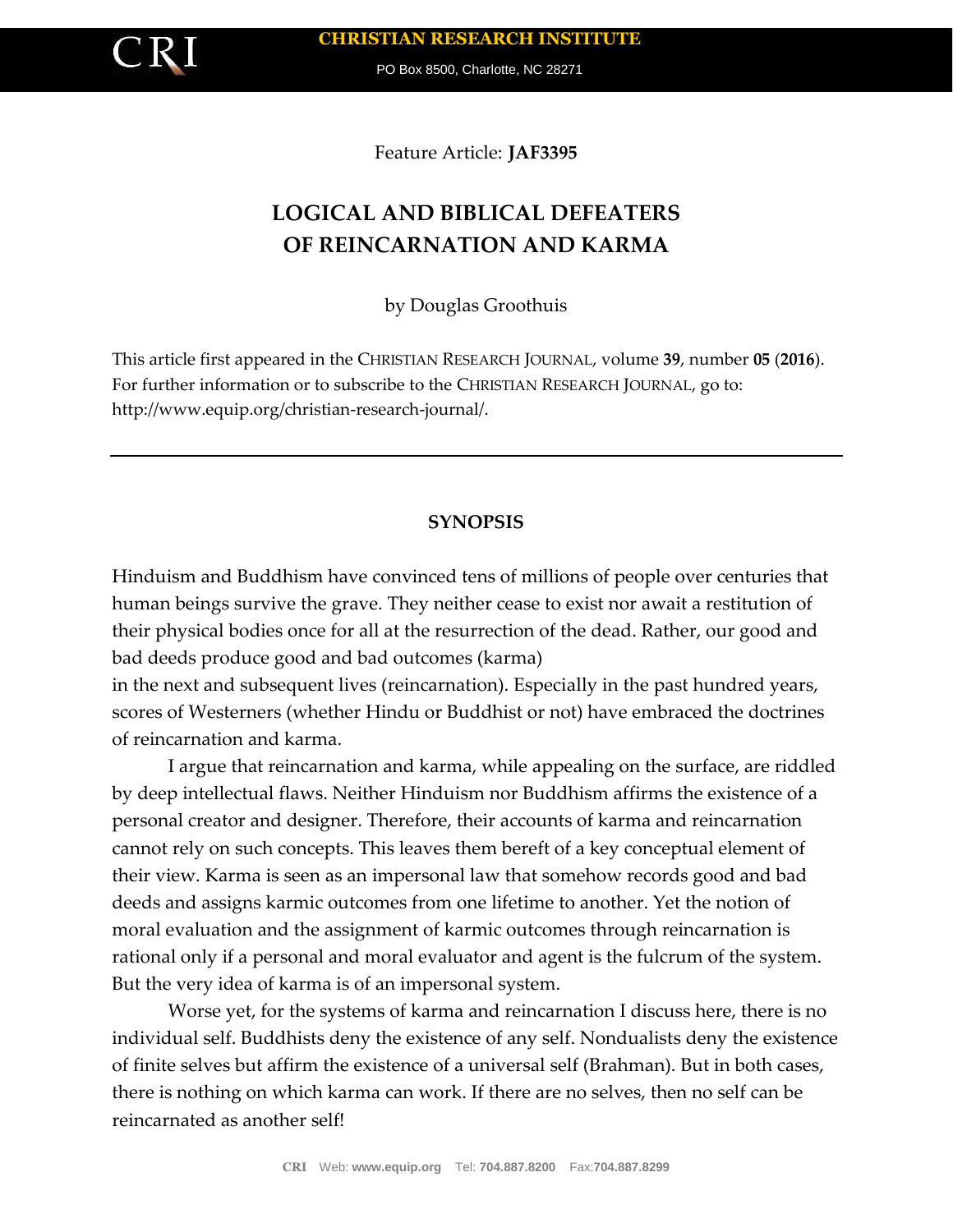Feature Article: **JAF3395**

# LOGICAL AND BIBLICAL DEFEATERS OF REINCARNATION AND KARMA

by Douglas Groothuis

This article first appeared in the CHRISTIAN RESEARCH JOURNAL, volume **39**, number **05** (**2016**). For further information or to subscribe to the CHRISTIAN RESEARCH JOURNAL, go to: http://www.equip.org/christian-research-journal/.

---

## SYNOPSIS

Hinduism and Buddhism have convinced tens of millions of people over centuries that human beings survive the grave. They neither cease to exist nor await a restitution of their physical bodies once for all at the resurrection of the dead. Rather, our good and bad deeds produce good and bad outcomes (karma) in the next and subsequent lives (reincarnation). Especially in the past hundred years, scores of Westerners (whether Hindu or Buddhist or not) have embraced the doctrines of reincarnation and karma.

I argue that reincarnation and karma, while appealing on the surface, are riddled by deep intellectual flaws. Neither Hinduism nor Buddhism affirms the existence of a personal creator and designer. Therefore, their accounts of karma and reincarnation cannot rely on such concepts. This leaves them bereft of a key conceptual element of their view. Karma is seen as an impersonal law that somehow records good and bad deeds and assigns karmic outcomes from one lifetime to another. Yet the notion of moral evaluation and the assignment of karmic outcomes through reincarnation is rational only if a personal and moral evaluator and agent is the fulcrum of the system. But the very idea of karma is of an impersonal system.

Worse yet, for the systems of karma and reincarnation I discuss here, there is no individual self. Buddhists deny the existence of any self. Nondualists deny the existence of finite selves but affirm the existence of a universal self (Brahman). But in both cases, there is nothing on which karma can work. If there are no selves, then no self can be reincarnated as another self!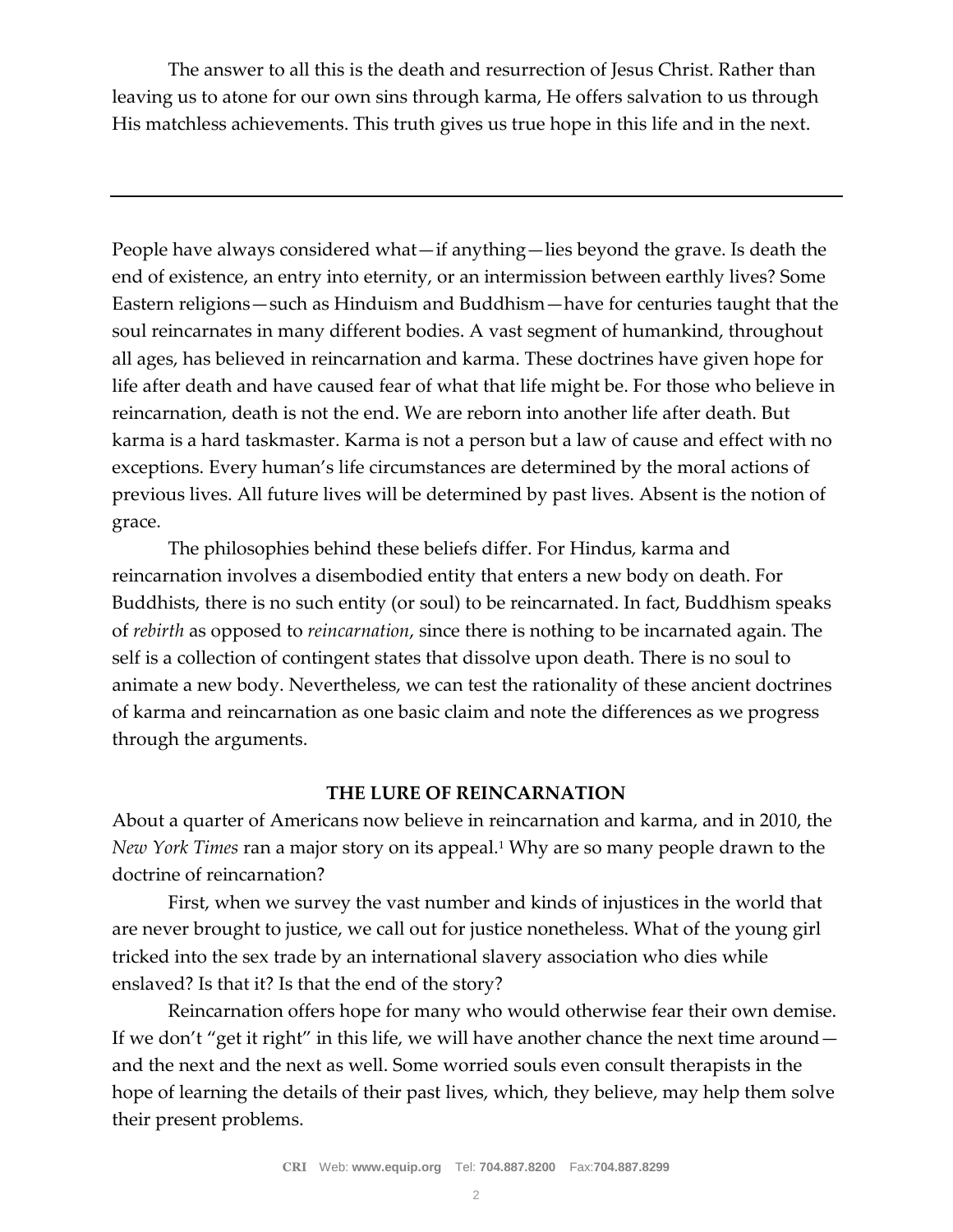The answer to all this is the death and resurrection of Jesus Christ. Rather than leaving us to atone for our own sins through karma, He offers salvation to us through His matchless achievements. This truth gives us true hope in this life and in the next.

---

People have always considered what—if anything—lies beyond the grave. Is death the end of existence, an entry into eternity, or an intermission between earthly lives? Some Eastern religions—such as Hinduism and Buddhism—have for centuries taught that the soul reincarnates in many different bodies. A vast segment of humankind, throughout all ages, has believed in reincarnation and karma. These doctrines have given hope for life after death and have caused fear of what that life might be. For those who believe in reincarnation, death is not the end. We are reborn into another life after death. But karma is a hard taskmaster. Karma is not a person but a law of cause and effect with no exceptions. Every human's life circumstances are determined by the moral actions of previous lives. All future lives will be determined by past lives. Absent is the notion of grace.

The philosophies behind these beliefs differ. For Hindus, karma and reincarnation involves a disembodied entity that enters a new body on death. For Buddhists, there is no such entity (or soul) to be reincarnated. In fact, Buddhism speaks of *rebirth* as opposed to *reincarnation*, since there is nothing to be incarnated again. The self is a collection of contingent states that dissolve upon death. There is no soul to animate a new body. Nevertheless, we can test the rationality of these ancient doctrines of karma and reincarnation as one basic claim and note the differences as we progress through the arguments.

## THE LURE OF REINCARNATION

About a quarter of Americans now believe in reincarnation and karma, and in 2010, the *New York Times* ran a major story on its appeal.[1] Why are so many people drawn to the doctrine of reincarnation?

First, when we survey the vast number and kinds of injustices in the world that are never brought to justice, we call out for justice nonetheless. What of the young girl tricked into the sex trade by an international slavery association who dies while enslaved? Is that it? Is that the end of the story?

Reincarnation offers hope for many who would otherwise fear their own demise. If we don't "get it right" in this life, we will have another chance the next time around—and the next and the next as well. Some worried souls even consult therapists in the hope of learning the details of their past lives, which, they believe, may help them solve their present problems.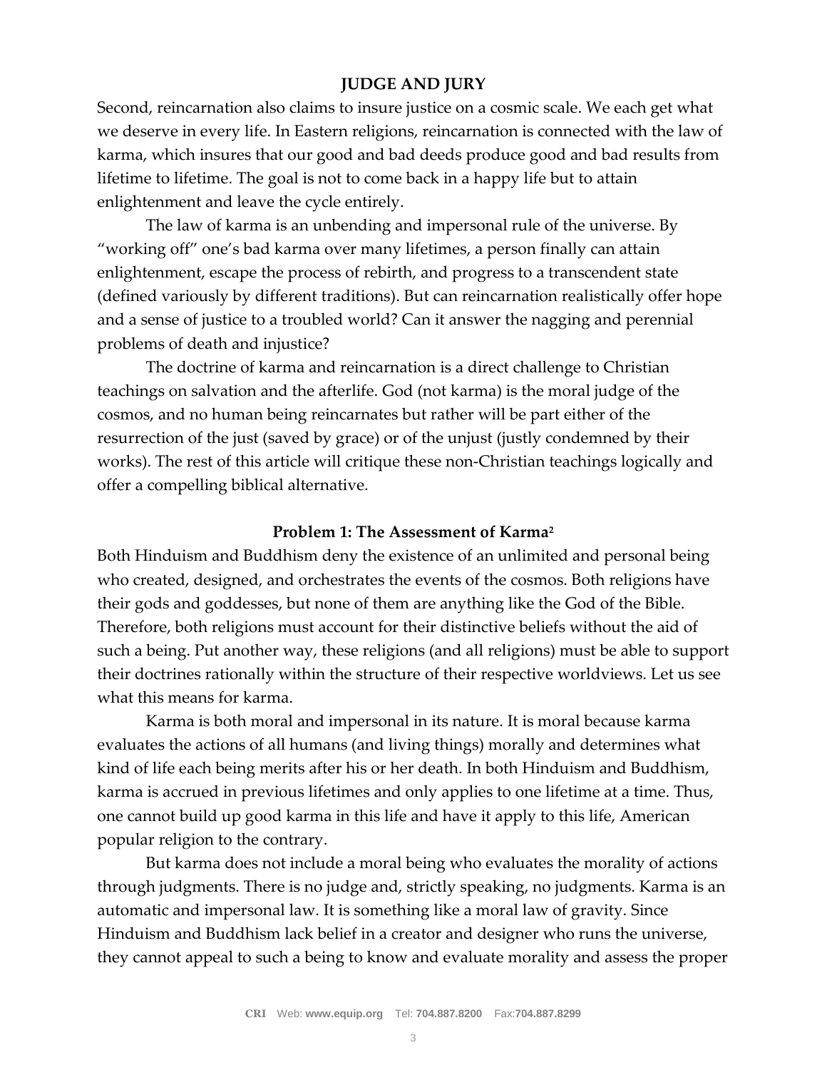## JUDGE AND JURY

Second, reincarnation also claims to insure justice on a cosmic scale. We each get what we deserve in every life. In Eastern religions, reincarnation is connected with the law of karma, which insures that our good and bad deeds produce good and bad results from lifetime to lifetime. The goal is not to come back in a happy life but to attain enlightenment and leave the cycle entirely.

The law of karma is an unbending and impersonal rule of the universe. By "working off" one's bad karma over many lifetimes, a person finally can attain enlightenment, escape the process of rebirth, and progress to a transcendent state (defined variously by different traditions). But can reincarnation realistically offer hope and a sense of justice to a troubled world? Can it answer the nagging and perennial problems of death and injustice?

The doctrine of karma and reincarnation is a direct challenge to Christian teachings on salvation and the afterlife. God (not karma) is the moral judge of the cosmos, and no human being reincarnates but rather will be part either of the resurrection of the just (saved by grace) or of the unjust (justly condemned by their works). The rest of this article will critique these non-Christian teachings logically and offer a compelling biblical alternative.

### Problem 1: The Assessment of Karma[2]

Both Hinduism and Buddhism deny the existence of an unlimited and personal being who created, designed, and orchestrates the events of the cosmos. Both religions have their gods and goddesses, but none of them are anything like the God of the Bible. Therefore, both religions must account for their distinctive beliefs without the aid of such a being. Put another way, these religions (and all religions) must be able to support their doctrines rationally within the structure of their respective worldviews. Let us see what this means for karma.

Karma is both moral and impersonal in its nature. It is moral because karma evaluates the actions of all humans (and living things) morally and determines what kind of life each being merits after his or her death. In both Hinduism and Buddhism, karma is accrued in previous lifetimes and only applies to one lifetime at a time. Thus, one cannot build up good karma in this life and have it apply to this life, American popular religion to the contrary.

But karma does not include a moral being who evaluates the morality of actions through judgments. There is no judge and, strictly speaking, no judgments. Karma is an automatic and impersonal law. It is something like a moral law of gravity. Since Hinduism and Buddhism lack belief in a creator and designer who runs the universe, they cannot appeal to such a being to know and evaluate morality and assess the proper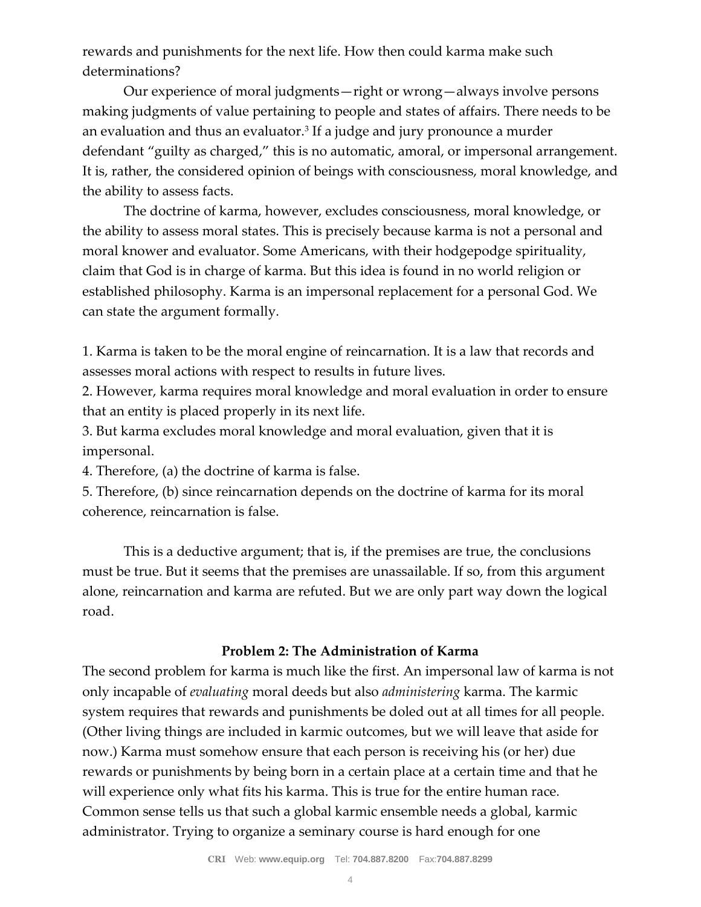rewards and punishments for the next life. How then could karma make such determinations?

Our experience of moral judgments—right or wrong—always involve persons making judgments of value pertaining to people and states of affairs. There needs to be an evaluation and thus an evaluator.[3] If a judge and jury pronounce a murder defendant "guilty as charged," this is no automatic, amoral, or impersonal arrangement. It is, rather, the considered opinion of beings with consciousness, moral knowledge, and the ability to assess facts.

The doctrine of karma, however, excludes consciousness, moral knowledge, or the ability to assess moral states. This is precisely because karma is not a personal and moral knower and evaluator. Some Americans, with their hodgepodge spirituality, claim that God is in charge of karma. But this idea is found in no world religion or established philosophy. Karma is an impersonal replacement for a personal God. We can state the argument formally.

1. Karma is taken to be the moral engine of reincarnation. It is a law that records and assesses moral actions with respect to results in future lives.
2. However, karma requires moral knowledge and moral evaluation in order to ensure that an entity is placed properly in its next life.
3. But karma excludes moral knowledge and moral evaluation, given that it is impersonal.
4. Therefore, (a) the doctrine of karma is false.
5. Therefore, (b) since reincarnation depends on the doctrine of karma for its moral coherence, reincarnation is false.

This is a deductive argument; that is, if the premises are true, the conclusions must be true. But it seems that the premises are unassailable. If so, from this argument alone, reincarnation and karma are refuted. But we are only part way down the logical road.

### Problem 2: The Administration of Karma

The second problem for karma is much like the first. An impersonal law of karma is not only incapable of *evaluating* moral deeds but also *administering* karma. The karmic system requires that rewards and punishments be doled out at all times for all people. (Other living things are included in karmic outcomes, but we will leave that aside for now.) Karma must somehow ensure that each person is receiving his (or her) due rewards or punishments by being born in a certain place at a certain time and that he will experience only what fits his karma. This is true for the entire human race. Common sense tells us that such a global karmic ensemble needs a global, karmic administrator. Trying to organize a seminary course is hard enough for one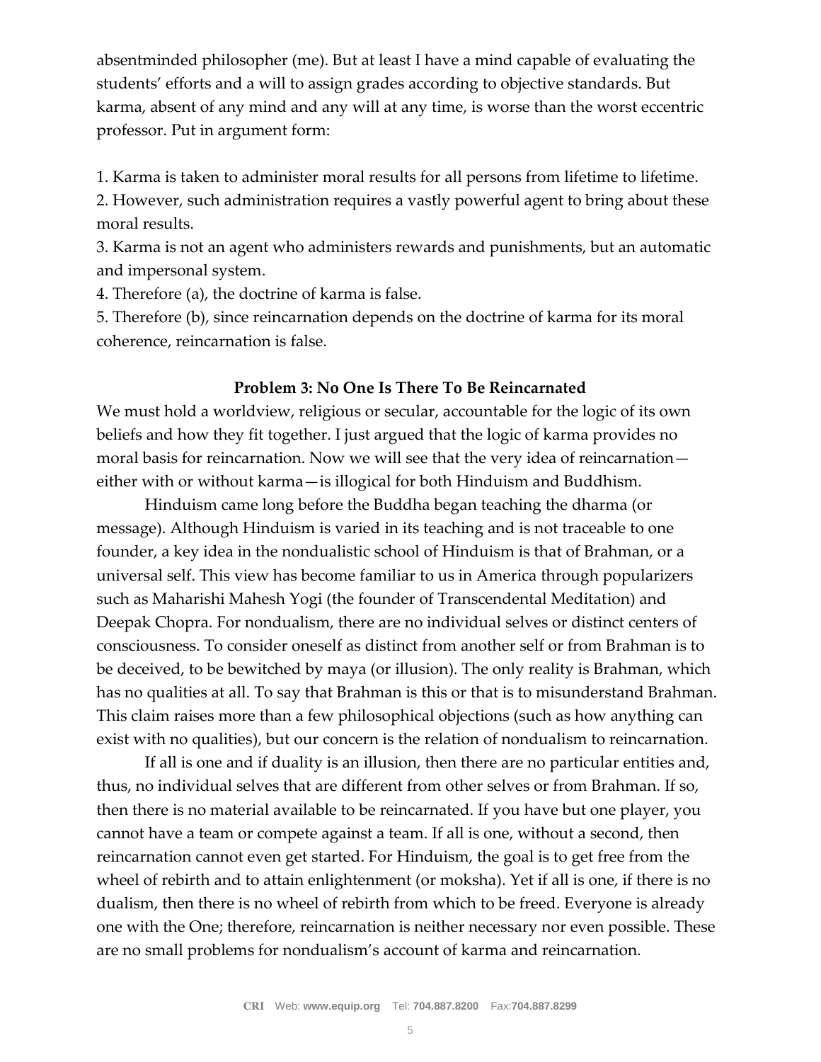absentminded philosopher (me). But at least I have a mind capable of evaluating the students' efforts and a will to assign grades according to objective standards. But karma, absent of any mind and any will at any time, is worse than the worst eccentric professor. Put in argument form:

1. Karma is taken to administer moral results for all persons from lifetime to lifetime.
2. However, such administration requires a vastly powerful agent to bring about these moral results.
3. Karma is not an agent who administers rewards and punishments, but an automatic and impersonal system.
4. Therefore (a), the doctrine of karma is false.
5. Therefore (b), since reincarnation depends on the doctrine of karma for its moral coherence, reincarnation is false.

### Problem 3: No One Is There To Be Reincarnated

We must hold a worldview, religious or secular, accountable for the logic of its own beliefs and how they fit together. I just argued that the logic of karma provides no moral basis for reincarnation. Now we will see that the very idea of reincarnation—either with or without karma—is illogical for both Hinduism and Buddhism.

Hinduism came long before the Buddha began teaching the dharma (or message). Although Hinduism is varied in its teaching and is not traceable to one founder, a key idea in the nondualistic school of Hinduism is that of Brahman, or a universal self. This view has become familiar to us in America through popularizers such as Maharishi Mahesh Yogi (the founder of Transcendental Meditation) and Deepak Chopra. For nondualism, there are no individual selves or distinct centers of consciousness. To consider oneself as distinct from another self or from Brahman is to be deceived, to be bewitched by maya (or illusion). The only reality is Brahman, which has no qualities at all. To say that Brahman is this or that is to misunderstand Brahman. This claim raises more than a few philosophical objections (such as how anything can exist with no qualities), but our concern is the relation of nondualism to reincarnation.

If all is one and if duality is an illusion, then there are no particular entities and, thus, no individual selves that are different from other selves or from Brahman. If so, then there is no material available to be reincarnated. If you have but one player, you cannot have a team or compete against a team. If all is one, without a second, then reincarnation cannot even get started. For Hinduism, the goal is to get free from the wheel of rebirth and to attain enlightenment (or moksha). Yet if all is one, if there is no dualism, then there is no wheel of rebirth from which to be freed. Everyone is already one with the One; therefore, reincarnation is neither necessary nor even possible. These are no small problems for nondualism's account of karma and reincarnation.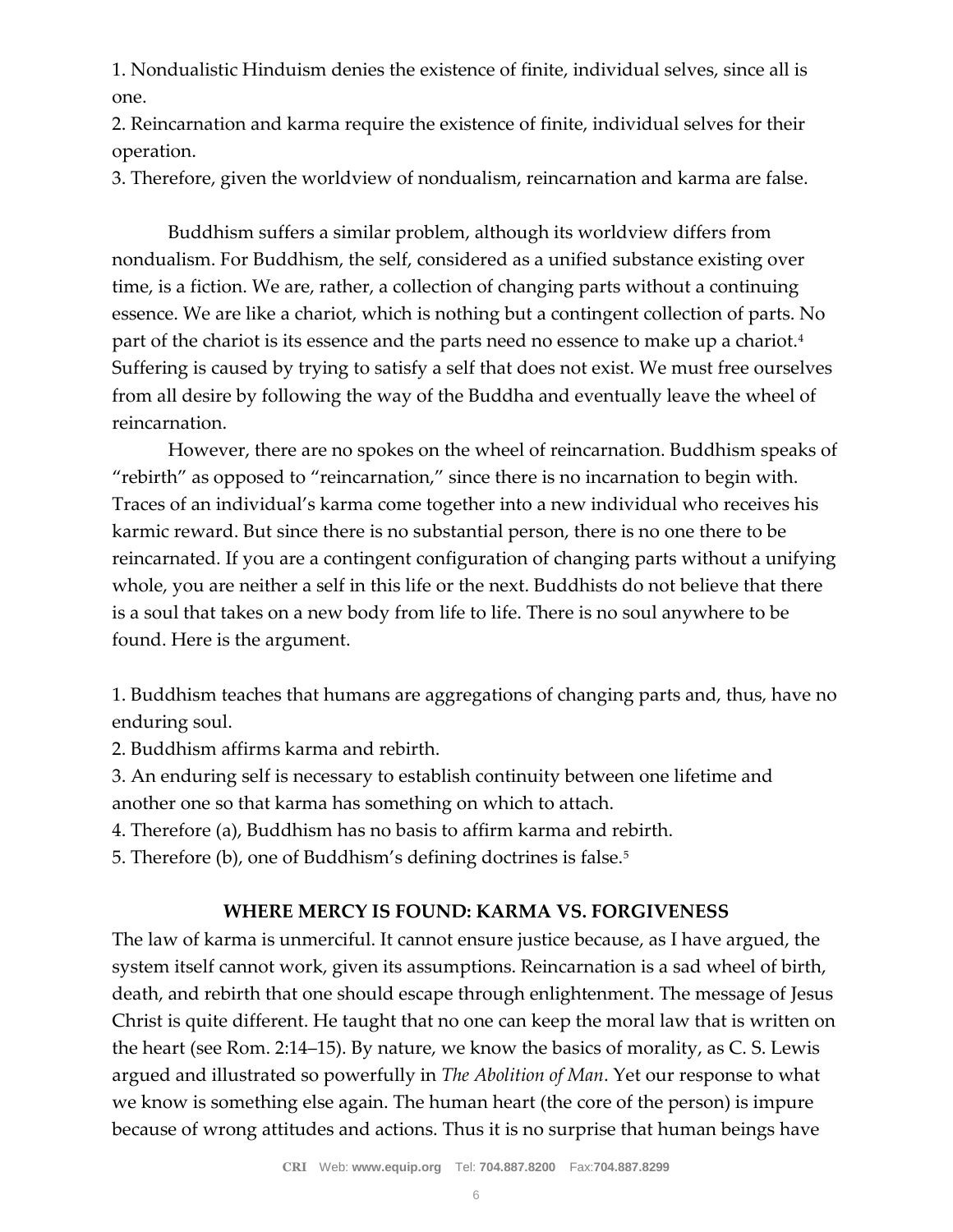1. Nondualistic Hinduism denies the existence of finite, individual selves, since all is one.
2. Reincarnation and karma require the existence of finite, individual selves for their operation.
3. Therefore, given the worldview of nondualism, reincarnation and karma are false.

Buddhism suffers a similar problem, although its worldview differs from nondualism. For Buddhism, the self, considered as a unified substance existing over time, is a fiction. We are, rather, a collection of changing parts without a continuing essence. We are like a chariot, which is nothing but a contingent collection of parts. No part of the chariot is its essence and the parts need no essence to make up a chariot.[4] Suffering is caused by trying to satisfy a self that does not exist. We must free ourselves from all desire by following the way of the Buddha and eventually leave the wheel of reincarnation.

However, there are no spokes on the wheel of reincarnation. Buddhism speaks of "rebirth" as opposed to "reincarnation," since there is no incarnation to begin with. Traces of an individual's karma come together into a new individual who receives his karmic reward. But since there is no substantial person, there is no one there to be reincarnated. If you are a contingent configuration of changing parts without a unifying whole, you are neither a self in this life or the next. Buddhists do not believe that there is a soul that takes on a new body from life to life. There is no soul anywhere to be found. Here is the argument.

1. Buddhism teaches that humans are aggregations of changing parts and, thus, have no enduring soul.
2. Buddhism affirms karma and rebirth.
3. An enduring self is necessary to establish continuity between one lifetime and another one so that karma has something on which to attach.
4. Therefore (a), Buddhism has no basis to affirm karma and rebirth.
5. Therefore (b), one of Buddhism's defining doctrines is false.[5]

## WHERE MERCY IS FOUND: KARMA VS. FORGIVENESS

The law of karma is unmerciful. It cannot ensure justice because, as I have argued, the system itself cannot work, given its assumptions. Reincarnation is a sad wheel of birth, death, and rebirth that one should escape through enlightenment. The message of Jesus Christ is quite different. He taught that no one can keep the moral law that is written on the heart (see Rom. 2:14–15). By nature, we know the basics of morality, as C. S. Lewis argued and illustrated so powerfully in *The Abolition of Man*. Yet our response to what we know is something else again. The human heart (the core of the person) is impure because of wrong attitudes and actions. Thus it is no surprise that human beings have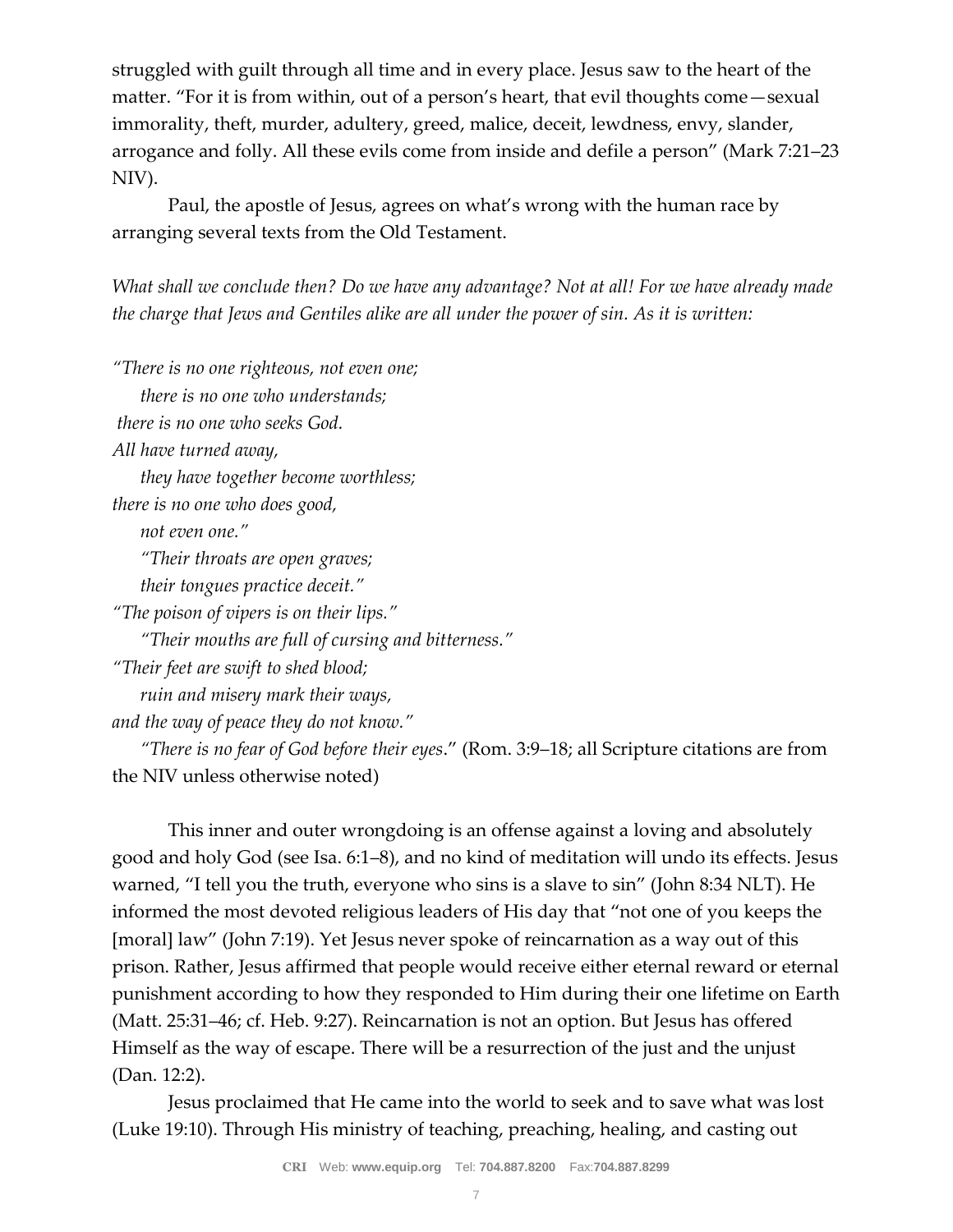struggled with guilt through all time and in every place. Jesus saw to the heart of the matter. "For it is from within, out of a person's heart, that evil thoughts come—sexual immorality, theft, murder, adultery, greed, malice, deceit, lewdness, envy, slander, arrogance and folly. All these evils come from inside and defile a person" (Mark 7:21–23 NIV).

Paul, the apostle of Jesus, agrees on what's wrong with the human race by arranging several texts from the Old Testament.

*What shall we conclude then? Do we have any advantage? Not at all! For we have already made the charge that Jews and Gentiles alike are all under the power of sin. As it is written:*

*"There is no one righteous, not even one;*
*there is no one who understands;*
*there is no one who seeks God.*
*All have turned away,*
*they have together become worthless;*
*there is no one who does good,*
*not even one."*
*"Their throats are open graves;*
*their tongues practice deceit."*
*"The poison of vipers is on their lips."*
*"Their mouths are full of cursing and bitterness."*
*"Their feet are swift to shed blood;*
*ruin and misery mark their ways,*
*and the way of peace they do not know."*
*"There is no fear of God before their eyes*." (Rom. 3:9–18; all Scripture citations are from the NIV unless otherwise noted)

This inner and outer wrongdoing is an offense against a loving and absolutely good and holy God (see Isa. 6:1–8), and no kind of meditation will undo its effects. Jesus warned, "I tell you the truth, everyone who sins is a slave to sin" (John 8:34 NLT). He informed the most devoted religious leaders of His day that "not one of you keeps the [moral] law" (John 7:19). Yet Jesus never spoke of reincarnation as a way out of this prison. Rather, Jesus affirmed that people would receive either eternal reward or eternal punishment according to how they responded to Him during their one lifetime on Earth (Matt. 25:31–46; cf. Heb. 9:27). Reincarnation is not an option. But Jesus has offered Himself as the way of escape. There will be a resurrection of the just and the unjust (Dan. 12:2).

Jesus proclaimed that He came into the world to seek and to save what was lost (Luke 19:10). Through His ministry of teaching, preaching, healing, and casting out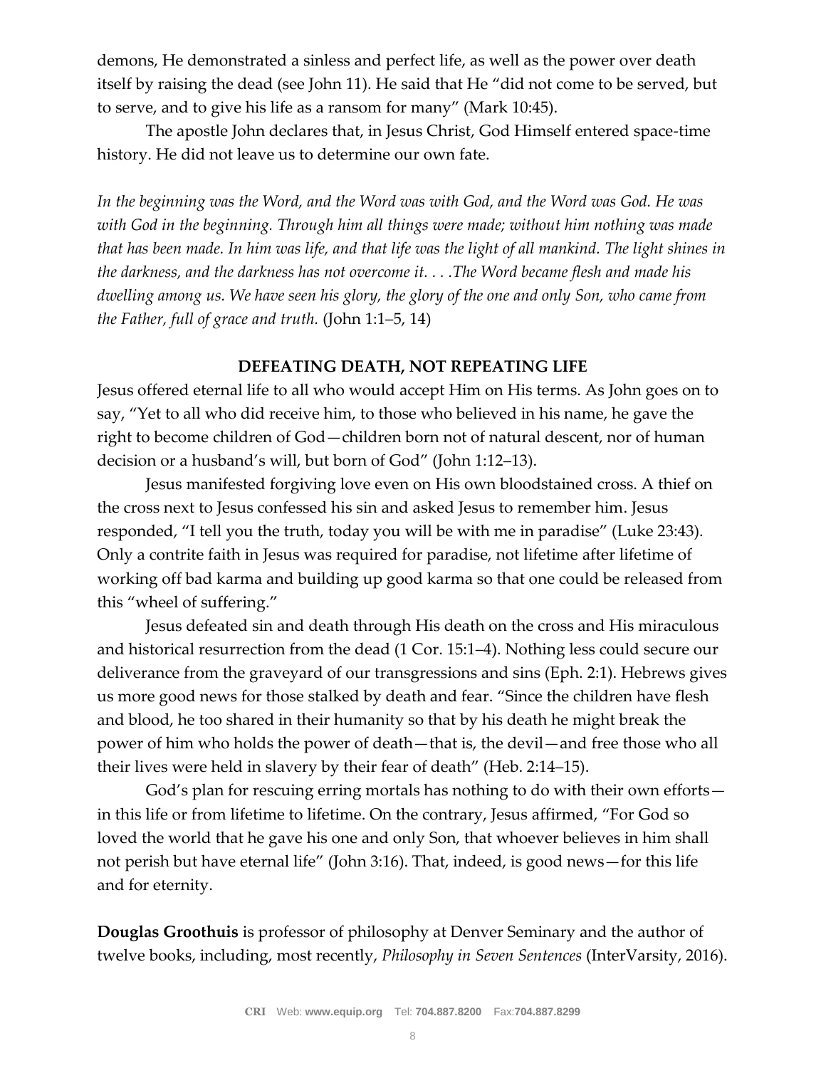demons, He demonstrated a sinless and perfect life, as well as the power over death itself by raising the dead (see John 11). He said that He "did not come to be served, but to serve, and to give his life as a ransom for many" (Mark 10:45).

The apostle John declares that, in Jesus Christ, God Himself entered space-time history. He did not leave us to determine our own fate.

*In the beginning was the Word, and the Word was with God, and the Word was God. He was with God in the beginning. Through him all things were made; without him nothing was made that has been made. In him was life, and that life was the light of all mankind. The light shines in the darkness, and the darkness has not overcome it. . . .The Word became flesh and made his dwelling among us. We have seen his glory, the glory of the one and only Son, who came from the Father, full of grace and truth.* (John 1:1–5, 14)

## DEFEATING DEATH, NOT REPEATING LIFE

Jesus offered eternal life to all who would accept Him on His terms. As John goes on to say, "Yet to all who did receive him, to those who believed in his name, he gave the right to become children of God—children born not of natural descent, nor of human decision or a husband's will, but born of God" (John 1:12–13).

Jesus manifested forgiving love even on His own bloodstained cross. A thief on the cross next to Jesus confessed his sin and asked Jesus to remember him. Jesus responded, "I tell you the truth, today you will be with me in paradise" (Luke 23:43). Only a contrite faith in Jesus was required for paradise, not lifetime after lifetime of working off bad karma and building up good karma so that one could be released from this "wheel of suffering."

Jesus defeated sin and death through His death on the cross and His miraculous and historical resurrection from the dead (1 Cor. 15:1–4). Nothing less could secure our deliverance from the graveyard of our transgressions and sins (Eph. 2:1). Hebrews gives us more good news for those stalked by death and fear. "Since the children have flesh and blood, he too shared in their humanity so that by his death he might break the power of him who holds the power of death—that is, the devil—and free those who all their lives were held in slavery by their fear of death" (Heb. 2:14–15).

God's plan for rescuing erring mortals has nothing to do with their own efforts—in this life or from lifetime to lifetime. On the contrary, Jesus affirmed, "For God so loved the world that he gave his one and only Son, that whoever believes in him shall not perish but have eternal life" (John 3:16). That, indeed, is good news—for this life and for eternity.

**Douglas Groothuis** is professor of philosophy at Denver Seminary and the author of twelve books, including, most recently, *Philosophy in Seven Sentences* (InterVarsity, 2016).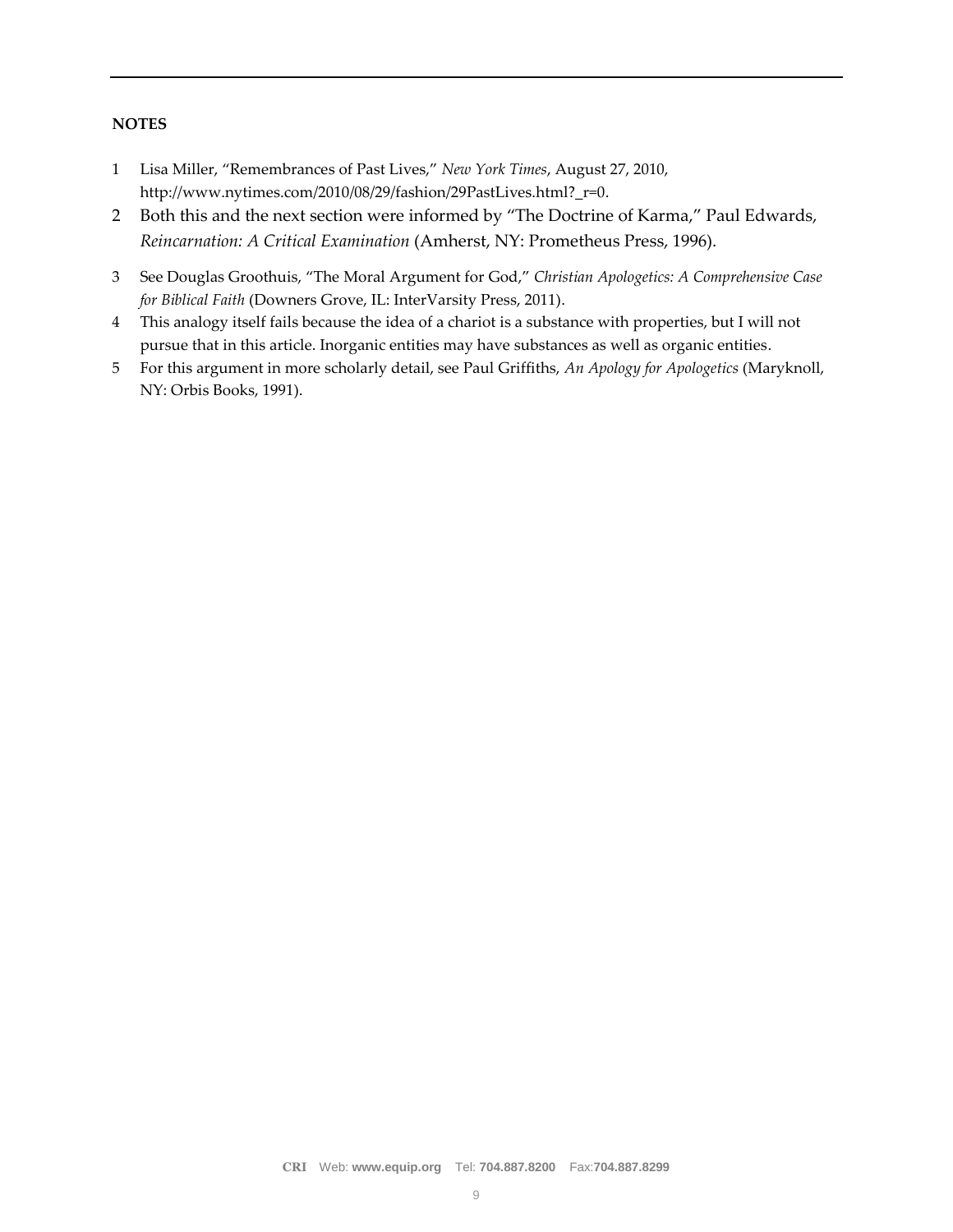**NOTES**

1. Lisa Miller, "Remembrances of Past Lives," *New York Times*, August 27, 2010, http://www.nytimes.com/2010/08/29/fashion/29PastLives.html?_r=0.
2. Both this and the next section were informed by "The Doctrine of Karma," Paul Edwards, *Reincarnation: A Critical Examination* (Amherst, NY: Prometheus Press, 1996).
3. See Douglas Groothuis, "The Moral Argument for God," *Christian Apologetics: A Comprehensive Case for Biblical Faith* (Downers Grove, IL: InterVarsity Press, 2011).
4. This analogy itself fails because the idea of a chariot is a substance with properties, but I will not pursue that in this article. Inorganic entities may have substances as well as organic entities.
5. For this argument in more scholarly detail, see Paul Griffiths, *An Apology for Apologetics* (Maryknoll, NY: Orbis Books, 1991).